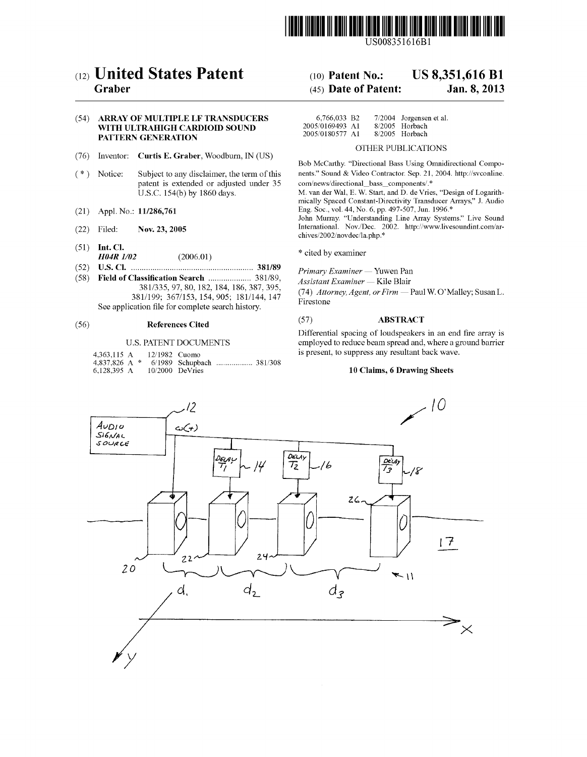US008351616B1

# (12) United States Patent
## Graber

(10) **Patent No.:** **US 8,351,616 B1**

(45) **Date of Patent:** **Jan. 8, 2013**

(54) **ARRAY OF MULTIPLE LF TRANSDUCERS WITH ULTRAHIGH CARDIOID SOUND PATTERN GENERATION**

(76) Inventor: **Curtis E. Graber**, Woodburn, IN (US)

( * ) Notice: Subject to any disclaimer, the term of this patent is extended or adjusted under 35 U.S.C. 154(b) by 1860 days.

(21) Appl. No.: **11/286,761**

(22) Filed: **Nov. 23, 2005**

(51) **Int. Cl.**
***H04R 1/02*** (2006.01)

(52) **U.S. Cl.** ........................................................ **381/89**

(58) **Field of Classification Search** .................... 381/89, 381/335, 97, 80, 182, 184, 186, 387, 395, 381/199; 367/153, 154, 905; 181/144, 147
See application file for complete search history.

(56) **References Cited**

U.S. PATENT DOCUMENTS

| | | |
|---|---|---|
| 4,363,115 A | 12/1982 | Cuomo |
| 4,837,826 A * | 6/1989 | Schupbach ................... 381/308 |
| 6,128,395 A | 10/2000 | DeVries |
| 6,766,033 B2 | 7/2004 | Jorgensen et al. |
| 2005/0169493 A1 | 8/2005 | Horbach |
| 2005/0180577 A1 | 8/2005 | Horbach |

OTHER PUBLICATIONS

Bob McCarthy. "Directional Bass Using Omnidirectional Components." Sound & Video Contractor. Sep. 21, 2004. http://svconline.com/news/directional_bass_components/.*

M. van der Wal, E. W. Start, and D. de Vries, "Design of Logarithmically Spaced Constant-Directivity Transducer Arrays," J. Audio Eng. Soc., vol. 44, No. 6, pp. 497-507, Jun. 1996.*

John Murray. "Understanding Line Array Systems." Live Sound International. Nov./Dec. 2002. http://www.livesoundint.com/archives/2002/novdec/la.php.*

\* cited by examiner

*Primary Examiner* — Yuwen Pan
*Assistant Examiner* — Kile Blair

(74) *Attorney, Agent, or Firm* — Paul W. O'Malley; Susan L. Firestone

(57) **ABSTRACT**

Differential spacing of loudspeakers in an end fire array is employed to reduce beam spread and, where a ground barrier is present, to suppress any resultant back wave.

**10 Claims, 6 Drawing Sheets**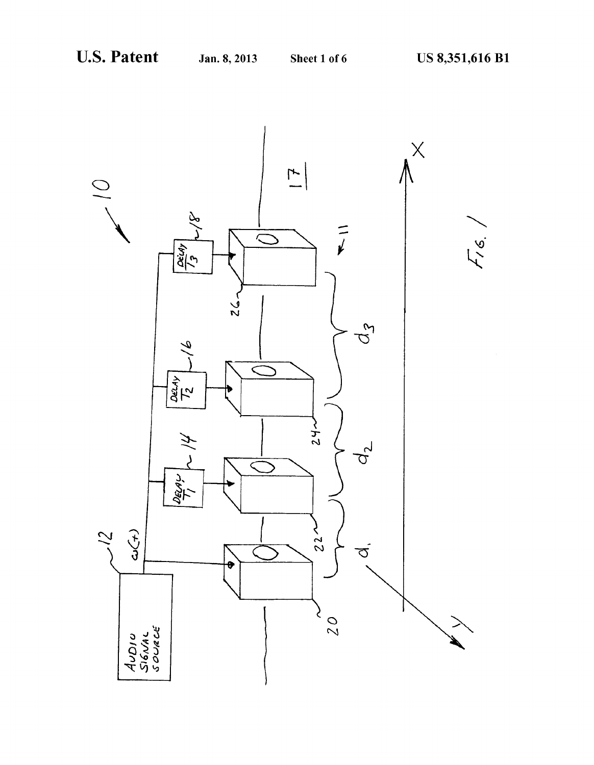FIG. 1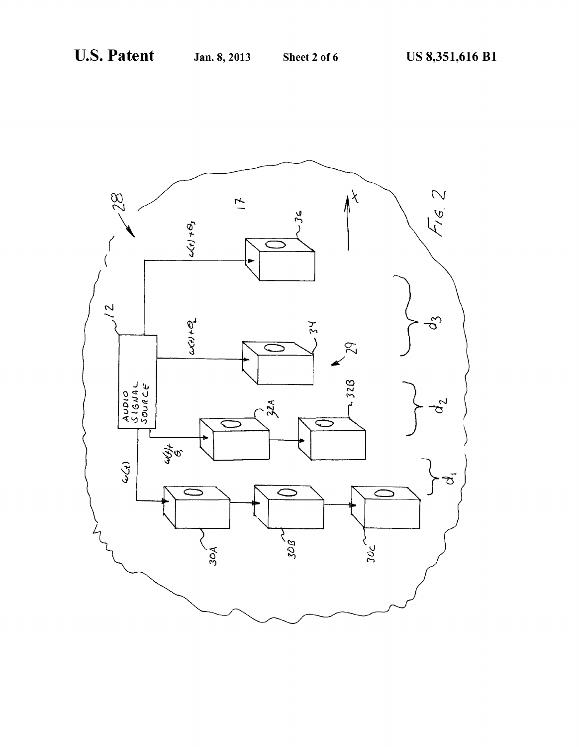FIG. 2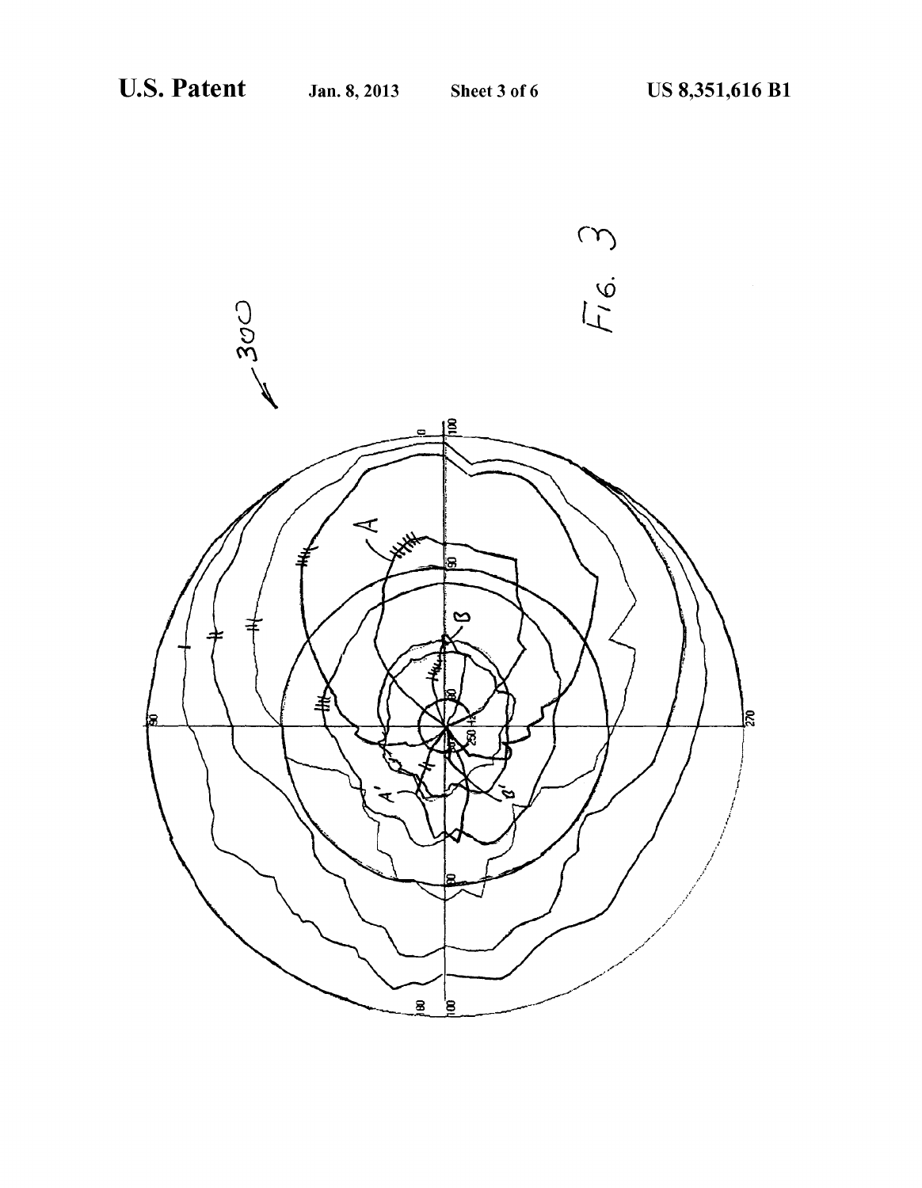FIG. 3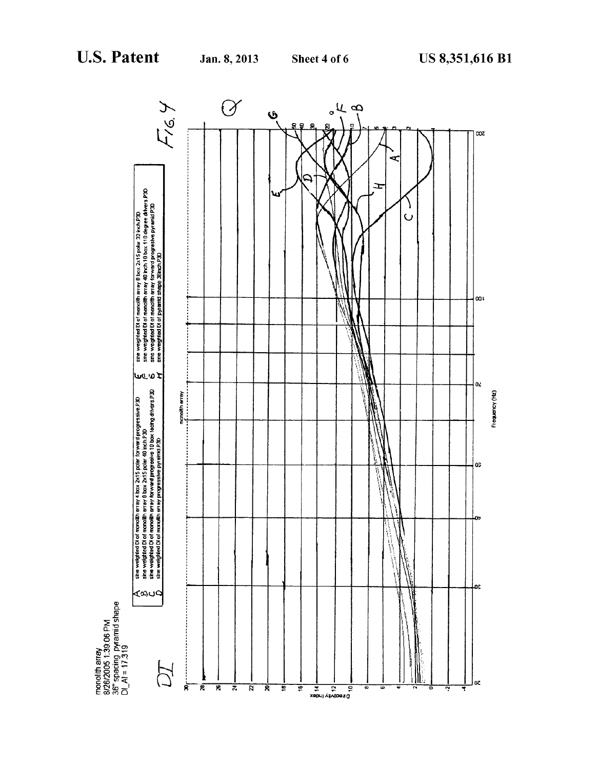monolith array
8/26/2005 1:39:06 PM
36" spacing pyramid shape
DI_AI = 17.319

DI

| | | | |
|---|---|---|---|
| A | sine weighted DI of monolith array 4 box 2x15 polar forward progressive.P3D | E | sine weighted DI of monolith array 8 box 2x15 polar 32 inch.P3D |
| B | sine weighted DI of monolith array 8 box 2x15 polar 40 inch.P3D | F | sine weighted DI of monolith array 40 inch 10 box 110 degree drivers.P3D |
| C | sine weighted DI of monolith array forward progressive 10 box facing drivers.P3D | G | sine weighted DI of monolith array forward progressive pyramid.P3D |
| D | sine weighted DI of monolith array progressive pyramid.P3D | H | sine weighted DI of pyramid shape 36inch.P3D |

monolith array

Directivity Index

Frequency (Hz)

FIG. 4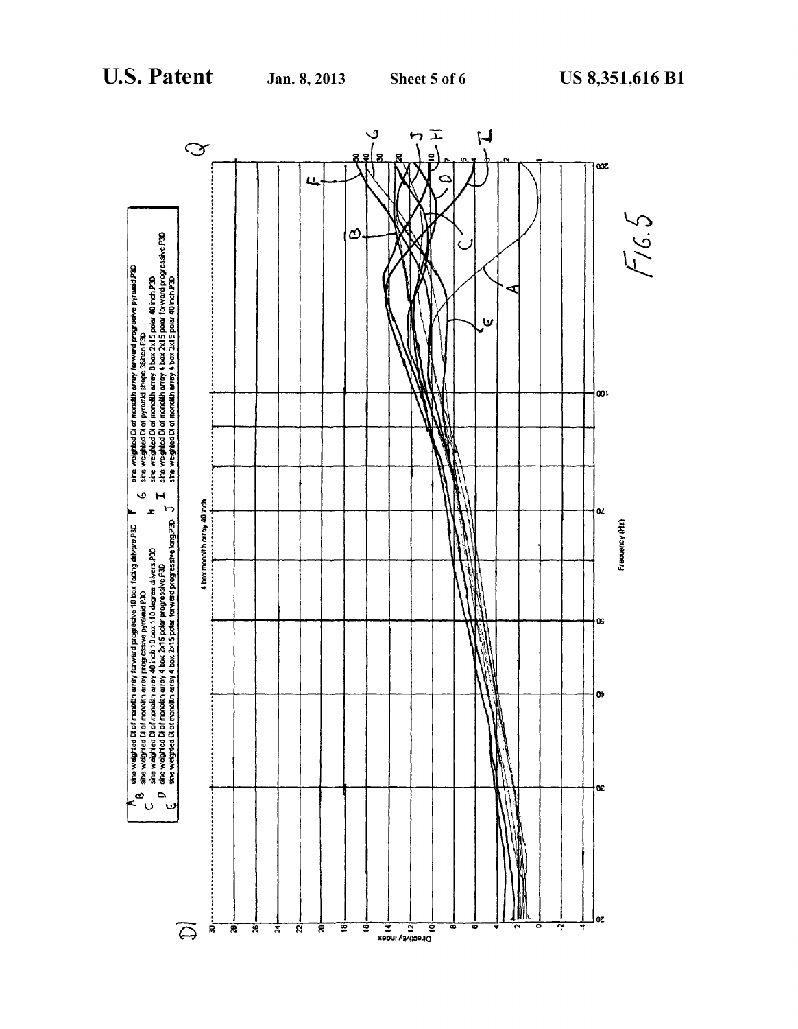A sine weighted DI of monolith array forward progressive 10 box facing drivers P3D
B sine weighted DI of monolith array progressive pyramid P3D
C sine weighted DI of monolith array 40 inch 10 box 110 degree drivers P3D
D sine weighted DI of monolith array 4 box 2x15 polar progressive P3D
E sine weighted DI of monolith array 4 box 2x15 polar forward progressive long P3D
F sine weighted DI of monolith array forward progressive pyramid P3D
G sine weighted DI of pyramid shape 36inch P3D
H sine weighted DI of monolith array 8 box 2x15 polar 40 inch P3D
I sine weighted DI of monolith array 4 box 2x15 polar forward progressive P3D
J sine weighted DI of monolith array 4 box 2x15 polar 40 inch P3D

4 box monolith array 40 inch

Directivity Index

Frequency (Hz)

FIG. 5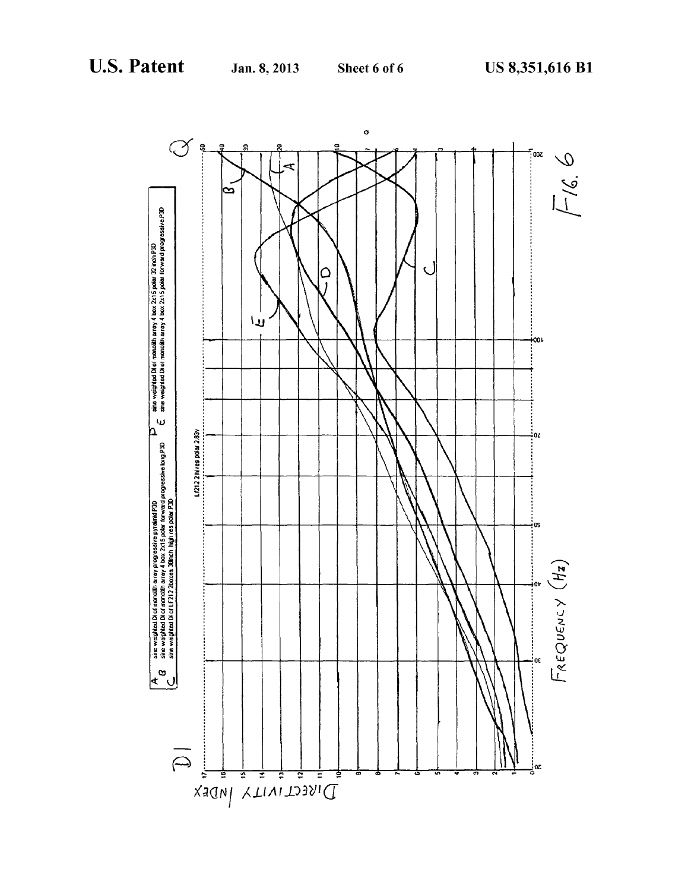A sine weighted DI of monolith array progressive pyramid P3D
B sine weighted DI of monolith array 4 box 2x15 polar forward progressive long P3D
C sine weighted DI of LF212 2boxes 38inch high res polar P3D
D sine weighted DI of monolith array 4 box 2x15 polar 32 inch P3D
E sine weighted DI of monolith array 4 box 2x15 polar forward progressive P3D

LF212 2 hi res polar 2.83v

DIRECTIVITY INDEX

FREQUENCY (Hz)

FIG. 6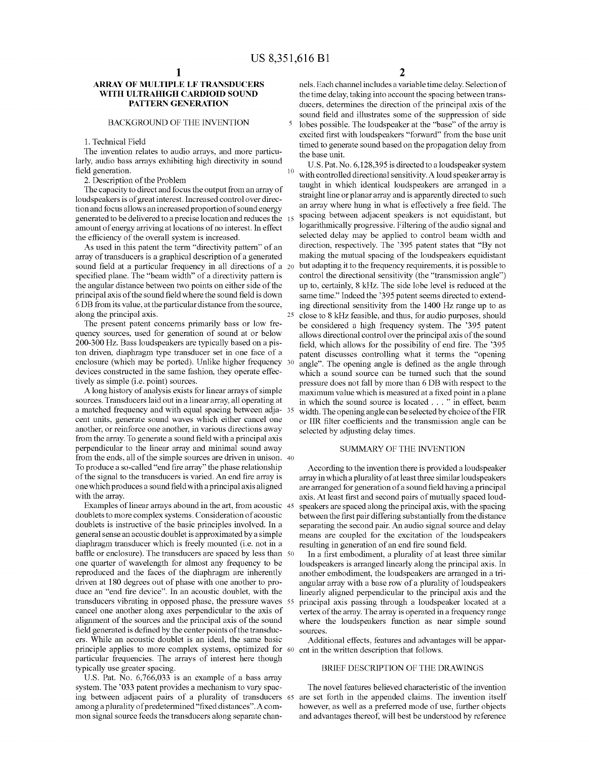# ARRAY OF MULTIPLE LF TRANSDUCERS WITH ULTRAHIGH CARDIOID SOUND PATTERN GENERATION

## BACKGROUND OF THE INVENTION

1. Technical Field

The invention relates to audio arrays, and more particularly, audio bass arrays exhibiting high directivity in sound field generation.

2. Description of the Problem

The capacity to direct and focus the output from an array of loudspeakers is of great interest. Increased control over direction and focus allows an increased proportion of sound energy generated to be delivered to a precise location and reduces the amount of energy arriving at locations of no interest. In effect the efficiency of the overall system is increased.

As used in this patent the term "directivity pattern" of an array of transducers is a graphical description of a generated sound field at a particular frequency in all directions of a specified plane. The "beam width" of a directivity pattern is the angular distance between two points on either side of the principal axis of the sound field where the sound field is down 6 DB from its value, at the particular distance from the source, along the principal axis.

The present patent concerns primarily bass or low frequency sources, used for generation of sound at or below 200-300 Hz. Bass loudspeakers are typically based on a piston driven, diaphragm type transducer set in one face of a enclosure (which may be ported). Unlike higher frequency devices constructed in the same fashion, they operate effectively as simple (i.e. point) sources.

A long history of analysis exists for linear arrays of simple sources. Transducers laid out in a linear array, all operating at a matched frequency and with equal spacing between adjacent units, generate sound waves which either cancel one another, or reinforce one another, in various directions away from the array. To generate a sound field with a principal axis perpendicular to the linear array and minimal sound away from the ends, all of the simple sources are driven in unison. To produce a so-called "end fire array" the phase relationship of the signal to the transducers is varied. An end fire array is one which produces a sound field with a principal axis aligned with the array.

Examples of linear arrays abound in the art, from acoustic doublets to more complex systems. Consideration of acoustic doublets is instructive of the basic principles involved. In a general sense an acoustic doublet is approximated by a simple diaphragm transducer which is freely mounted (i.e. not in a baffle or enclosure). The transducers are spaced by less than one quarter of wavelength for almost any frequency to be reproduced and the faces of the diaphragm are inherently driven at 180 degrees out of phase with one another to produce an "end fire device". In an acoustic doublet, with the transducers vibrating in opposed phase, the pressure waves cancel one another along axes perpendicular to the axis of alignment of the sources and the principal axis of the sound field generated is defined by the center points of the transducers. While an acoustic doublet is an ideal, the same basic principle applies to more complex systems, optimized for particular frequencies. The arrays of interest here though typically use greater spacing.

U.S. Pat. No. 6,766,033 is an example of a bass array system. The '033 patent provides a mechanism to vary spacing between adjacent pairs of a plurality of transducers among a plurality of predetermined "fixed distances". A common signal source feeds the transducers along separate channels. Each channel includes a variable time delay. Selection of the time delay, taking into account the spacing between transducers, determines the direction of the principal axis of the sound field and illustrates some of the suppression of side lobes possible. The loudspeaker at the "base" of the array is excited first with loudspeakers "forward" from the base unit timed to generate sound based on the propagation delay from the base unit.

U.S. Pat. No. 6,128,395 is directed to a loudspeaker system with controlled directional sensitivity. A loud speaker array is taught in which identical loudspeakers are arranged in a straight line or planar array and is apparently directed to such an array where hung in what is effectively a free field. The spacing between adjacent speakers is not equidistant, but logarithmically progressive. Filtering of the audio signal and selected delay may be applied to control beam width and direction, respectively. The '395 patent states that "By not making the mutual spacing of the loudspeakers equidistant but adapting it to the frequency requirements, it is possible to control the directional sensitivity (the "transmission angle") up to, certainly, 8 kHz. The side lobe level is reduced at the same time." Indeed the '395 patent seems directed to extending directional sensitivity from the 1400 Hz range up to as close to 8 kHz feasible, and thus, for audio purposes, should be considered a high frequency system. The '395 patent allows directional control over the principal axis of the sound field, which allows for the possibility of end fire. The '395 patent discusses controlling what it terms the "opening angle". The opening angle is defined as the angle through which a sound source can be turned such that the sound pressure does not fall by more than 6 DB with respect to the maximum value which is measured at a fixed point in a plane in which the sound source is located . . . " in effect, beam width. The opening angle can be selected by choice of the FIR or IIR filter coefficients and the transmission angle can be selected by adjusting delay times.

## SUMMARY OF THE INVENTION

According to the invention there is provided a loudspeaker array in which a plurality of at least three similar loudspeakers are arranged for generation of a sound field having a principal axis. At least first and second pairs of mutually spaced loudspeakers are spaced along the principal axis, with the spacing between the first pair differing substantially from the distance separating the second pair. An audio signal source and delay means are coupled for the excitation of the loudspeakers resulting in generation of an end fire sound field.

In a first embodiment, a plurality of at least three similar loudspeakers is arranged linearly along the principal axis. In another embodiment, the loudspeakers are arranged in a triangular array with a base row of a plurality of loudspeakers linearly aligned perpendicular to the principal axis and the principal axis passing through a loudspeaker located at a vertex of the array. The array is operated in a frequency range where the loudspeakers function as near simple sound sources.

Additional effects, features and advantages will be apparent in the written description that follows.

## BRIEF DESCRIPTION OF THE DRAWINGS

The novel features believed characteristic of the invention are set forth in the appended claims. The invention itself however, as well as a preferred mode of use, further objects and advantages thereof, will best be understood by reference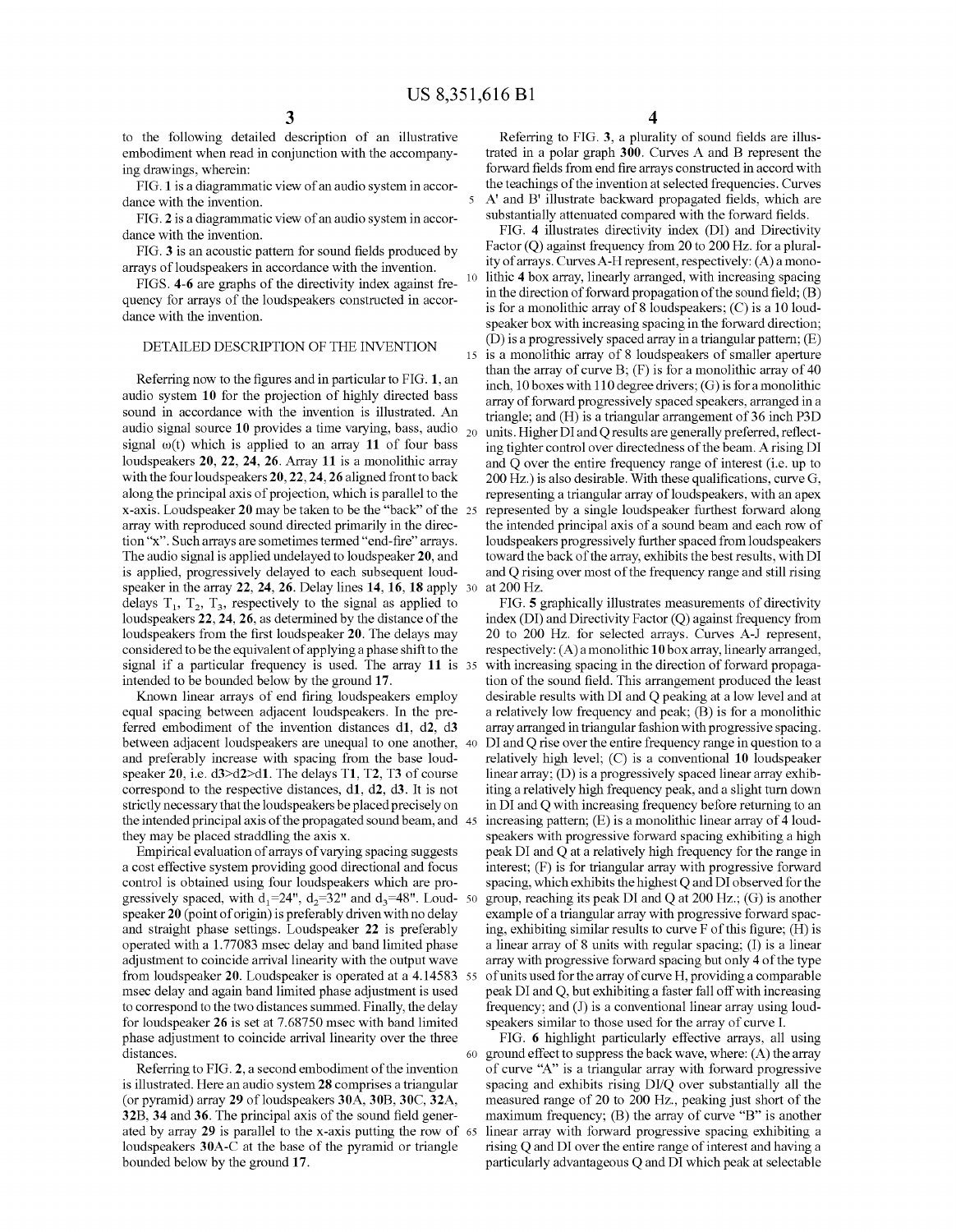to the following detailed description of an illustrative embodiment when read in conjunction with the accompanying drawings, wherein:

FIG. 1 is a diagrammatic view of an audio system in accordance with the invention.

FIG. 2 is a diagrammatic view of an audio system in accordance with the invention.

FIG. 3 is an acoustic pattern for sound fields produced by arrays of loudspeakers in accordance with the invention.

FIGS. 4-6 are graphs of the directivity index against frequency for arrays of the loudspeakers constructed in accordance with the invention.

## DETAILED DESCRIPTION OF THE INVENTION

Referring now to the figures and in particular to FIG. 1, an audio system 10 for the projection of highly directed bass sound in accordance with the invention is illustrated. An audio signal source 10 provides a time varying, bass, audio signal ω(t) which is applied to an array 11 of four bass loudspeakers 20, 22, 24, 26. Array 11 is a monolithic array with the four loudspeakers 20, 22, 24, 26 aligned front to back along the principal axis of projection, which is parallel to the x-axis. Loudspeaker 20 may be taken to be the "back" of the array with reproduced sound directed primarily in the direction "x". Such arrays are sometimes termed "end-fire" arrays. The audio signal is applied undelayed to loudspeaker 20, and is applied, progressively delayed to each subsequent loudspeaker in the array 22, 24, 26. Delay lines 14, 16, 18 apply delays $T_1$, $T_2$, $T_3$, respectively to the signal as applied to loudspeakers 22, 24, 26, as determined by the distance of the loudspeakers from the first loudspeaker 20. The delays may considered to be the equivalent of applying a phase shift to the signal if a particular frequency is used. The array 11 is intended to be bounded below by the ground 17.

Known linear arrays of end firing loudspeakers employ equal spacing between adjacent loudspeakers. In the preferred embodiment of the invention distances d1, d2, d3 between adjacent loudspeakers are unequal to one another, and preferably increase with spacing from the base loudspeaker 20, i.e. d3>d2>d1. The delays T1, T2, T3 of course correspond to the respective distances, d1, d2, d3. It is not strictly necessary that the loudspeakers be placed precisely on the intended principal axis of the propagated sound beam, and they may be placed straddling the axis x.

Empirical evaluation of arrays of varying spacing suggests a cost effective system providing good directional and focus control is obtained using four loudspeakers which are progressively spaced, with $d_1$=24", $d_2$=32" and $d_3$=48". Loudspeaker 20 (point of origin) is preferably driven with no delay and straight phase settings. Loudspeaker 22 is preferably operated with a 1.77083 msec delay and band limited phase adjustment to coincide arrival linearity with the output wave from loudspeaker 20. Loudspeaker is operated at a 4.14583 msec delay and again band limited phase adjustment is used to correspond to the two distances summed. Finally, the delay for loudspeaker 26 is set at 7.68750 msec with band limited phase adjustment to coincide arrival linearity over the three distances.

Referring to FIG. 2, a second embodiment of the invention is illustrated. Here an audio system 28 comprises a triangular (or pyramid) array 29 of loudspeakers 30A, 30B, 30C, 32A, 32B, 34 and 36. The principal axis of the sound field generated by array 29 is parallel to the x-axis putting the row of loudspeakers 30A-C at the base of the pyramid or triangle bounded below by the ground 17.

Referring to FIG. 3, a plurality of sound fields are illustrated in a polar graph 300. Curves A and B represent the forward fields from end fire arrays constructed in accord with the teachings of the invention at selected frequencies. Curves A' and B' illustrate backward propagated fields, which are substantially attenuated compared with the forward fields.

FIG. 4 illustrates directivity index (DI) and Directivity Factor (Q) against frequency from 20 to 200 Hz. for a plurality of arrays. Curves A-H represent, respectively: (A) a monolithic 4 box array, linearly arranged, with increasing spacing in the direction of forward propagation of the sound field; (B) is for a monolithic array of 8 loudspeakers; (C) is a 10 loudspeaker box with increasing spacing in the forward direction; (D) is a progressively spaced array in a triangular pattern; (E) is a monolithic array of 8 loudspeakers of smaller aperture than the array of curve B; (F) is for a monolithic array of 40 inch, 10 boxes with 110 degree drivers; (G) is for a monolithic array of forward progressively spaced speakers, arranged in a triangle; and (H) is a triangular arrangement of 36 inch P3D units. Higher DI and Q results are generally preferred, reflecting tighter control over directedness of the beam. A rising DI and Q over the entire frequency range of interest (i.e. up to 200 Hz.) is also desirable. With these qualifications, curve G, representing a triangular array of loudspeakers, with an apex represented by a single loudspeaker furthest forward along the intended principal axis of a sound beam and each row of loudspeakers progressively further spaced from loudspeakers toward the back of the array, exhibits the best results, with DI and Q rising over most of the frequency range and still rising at 200 Hz.

FIG. 5 graphically illustrates measurements of directivity index (DI) and Directivity Factor (Q) against frequency from 20 to 200 Hz. for selected arrays. Curves A-J represent, respectively: (A) a monolithic 10 box array, linearly arranged, with increasing spacing in the direction of forward propagation of the sound field. This arrangement produced the least desirable results with DI and Q peaking at a low level and at a relatively low frequency and peak; (B) is for a monolithic array arranged in triangular fashion with progressive spacing. DI and Q rise over the entire frequency range in question to a relatively high level; (C) is a conventional 10 loudspeaker linear array; (D) is a progressively spaced linear array exhibiting a relatively high frequency peak, and a slight turn down in DI and Q with increasing frequency before returning to an increasing pattern; (E) is a monolithic linear array of 4 loudspeakers with progressive forward spacing exhibiting a high peak DI and Q at a relatively high frequency for the range in interest; (F) is for triangular array with progressive forward spacing, which exhibits the highest Q and DI observed for the group, reaching its peak DI and Q at 200 Hz.; (G) is another example of a triangular array with progressive forward spacing, exhibiting similar results to curve F of this figure; (H) is a linear array of 8 units with regular spacing; (I) is a linear array with progressive forward spacing but only 4 of the type of units used for the array of curve H, providing a comparable peak DI and Q, but exhibiting a faster fall off with increasing frequency; and (J) is a conventional linear array using loudspeakers similar to those used for the array of curve I.

FIG. 6 highlight particularly effective arrays, all using ground effect to suppress the back wave, where: (A) the array of curve "A" is a triangular array with forward progressive spacing and exhibits rising DI/Q over substantially all the measured range of 20 to 200 Hz., peaking just short of the maximum frequency; (B) the array of curve "B" is another linear array with forward progressive spacing exhibiting a rising Q and DI over the entire range of interest and having a particularly advantageous Q and DI which peak at selectable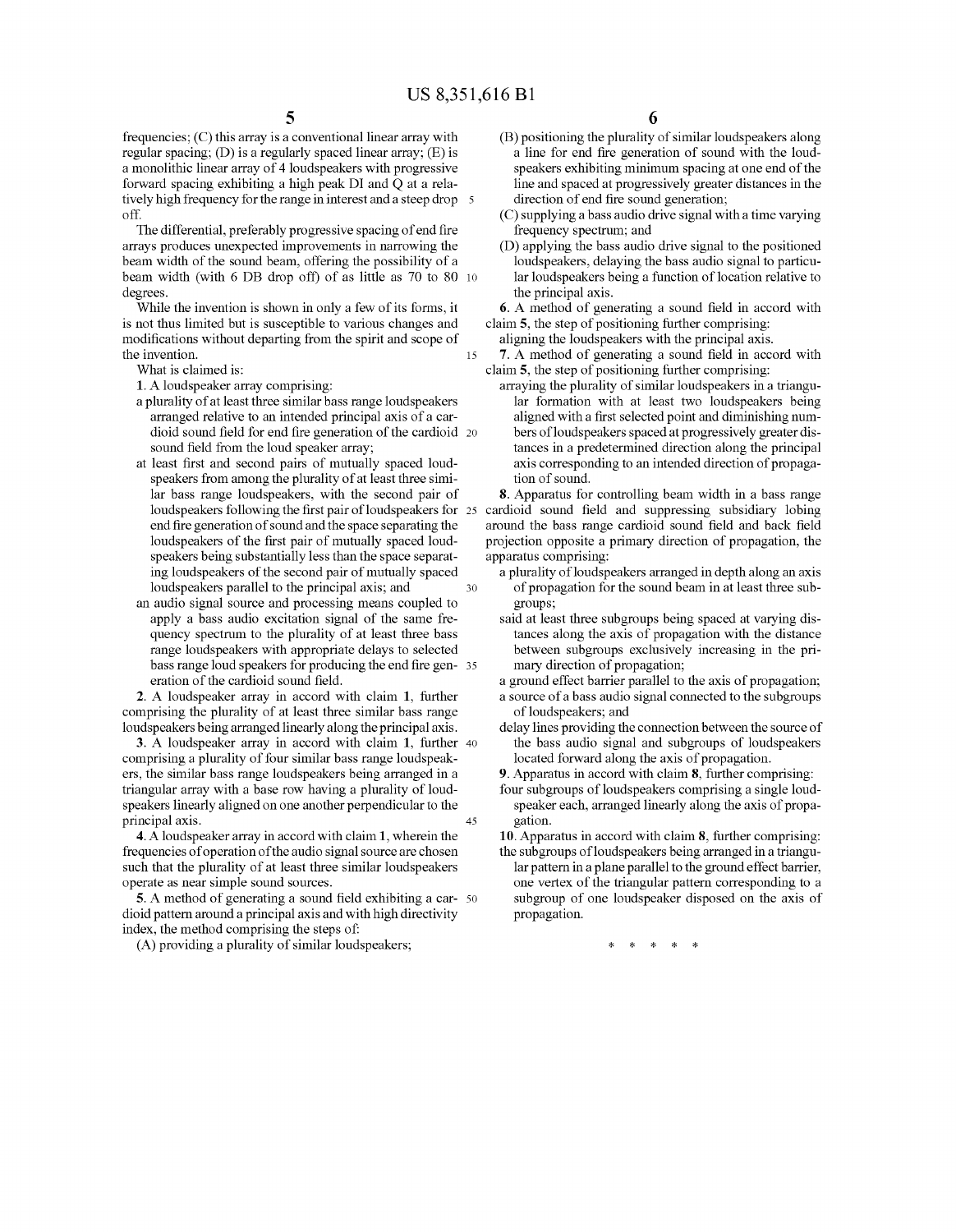frequencies; (C) this array is a conventional linear array with regular spacing; (D) is a regularly spaced linear array; (E) is a monolithic linear array of 4 loudspeakers with progressive forward spacing exhibiting a high peak DI and Q at a relatively high frequency for the range in interest and a steep drop off.

The differential, preferably progressive spacing of end fire arrays produces unexpected improvements in narrowing the beam width of the sound beam, offering the possibility of a beam width (with 6 DB drop off) of as little as 70 to 80 degrees.

While the invention is shown in only a few of its forms, it is not thus limited but is susceptible to various changes and modifications without departing from the spirit and scope of the invention.

What is claimed is:

1. A loudspeaker array comprising:
   - a plurality of at least three similar bass range loudspeakers arranged relative to an intended principal axis of a cardioid sound field for end fire generation of the cardioid sound field from the loud speaker array;
   - at least first and second pairs of mutually spaced loudspeakers from among the plurality of at least three similar bass range loudspeakers, with the second pair of loudspeakers following the first pair of loudspeakers for end fire generation of sound and the space separating the loudspeakers of the first pair of mutually spaced loudspeakers being substantially less than the space separating loudspeakers of the second pair of mutually spaced loudspeakers parallel to the principal axis; and
   - an audio signal source and processing means coupled to apply a bass audio excitation signal of the same frequency spectrum to the plurality of at least three bass range loudspeakers with appropriate delays to selected bass range loud speakers for producing the end fire generation of the cardioid sound field.

2. A loudspeaker array in accord with claim 1, further comprising the plurality of at least three similar bass range loudspeakers being arranged linearly along the principal axis.

3. A loudspeaker array in accord with claim 1, further comprising a plurality of four similar bass range loudspeakers, the similar bass range loudspeakers being arranged in a triangular array with a base row having a plurality of loudspeakers linearly aligned on one another perpendicular to the principal axis.

4. A loudspeaker array in accord with claim 1, wherein the frequencies of operation of the audio signal source are chosen such that the plurality of at least three similar loudspeakers operate as near simple sound sources.

5. A method of generating a sound field exhibiting a cardioid pattern around a principal axis and with high directivity index, the method comprising the steps of:
   - (A) providing a plurality of similar loudspeakers;
   - (B) positioning the plurality of similar loudspeakers along a line for end fire generation of sound with the loudspeakers exhibiting minimum spacing at one end of the line and spaced at progressively greater distances in the direction of end fire sound generation;
   - (C) supplying a bass audio drive signal with a time varying frequency spectrum; and
   - (D) applying the bass audio drive signal to the positioned loudspeakers, delaying the bass audio signal to particular loudspeakers being a function of location relative to the principal axis.

6. A method of generating a sound field in accord with claim 5, the step of positioning further comprising:
   - aligning the loudspeakers with the principal axis.

7. A method of generating a sound field in accord with claim 5, the step of positioning further comprising:
   - arraying the plurality of similar loudspeakers in a triangular formation with at least two loudspeakers being aligned with a first selected point and diminishing numbers of loudspeakers spaced at progressively greater distances in a predetermined direction along the principal axis corresponding to an intended direction of propagation of sound.

8. Apparatus for controlling beam width in a bass range cardioid sound field and suppressing subsidiary lobing around the bass range cardioid sound field and back field projection opposite a primary direction of propagation, the apparatus comprising:
   - a plurality of loudspeakers arranged in depth along an axis of propagation for the sound beam in at least three subgroups;
   - said at least three subgroups being spaced at varying distances along the axis of propagation with the distance between subgroups exclusively increasing in the primary direction of propagation;
   - a ground effect barrier parallel to the axis of propagation;
   - a source of a bass audio signal connected to the subgroups of loudspeakers; and
   - delay lines providing the connection between the source of the bass audio signal and subgroups of loudspeakers located forward along the axis of propagation.

9. Apparatus in accord with claim 8, further comprising:
   - four subgroups of loudspeakers comprising a single loudspeaker each, arranged linearly along the axis of propagation.

10. Apparatus in accord with claim 8, further comprising:
   - the subgroups of loudspeakers being arranged in a triangular pattern in a plane parallel to the ground effect barrier, one vertex of the triangular pattern corresponding to a subgroup of one loudspeaker disposed on the axis of propagation.

* * * * *